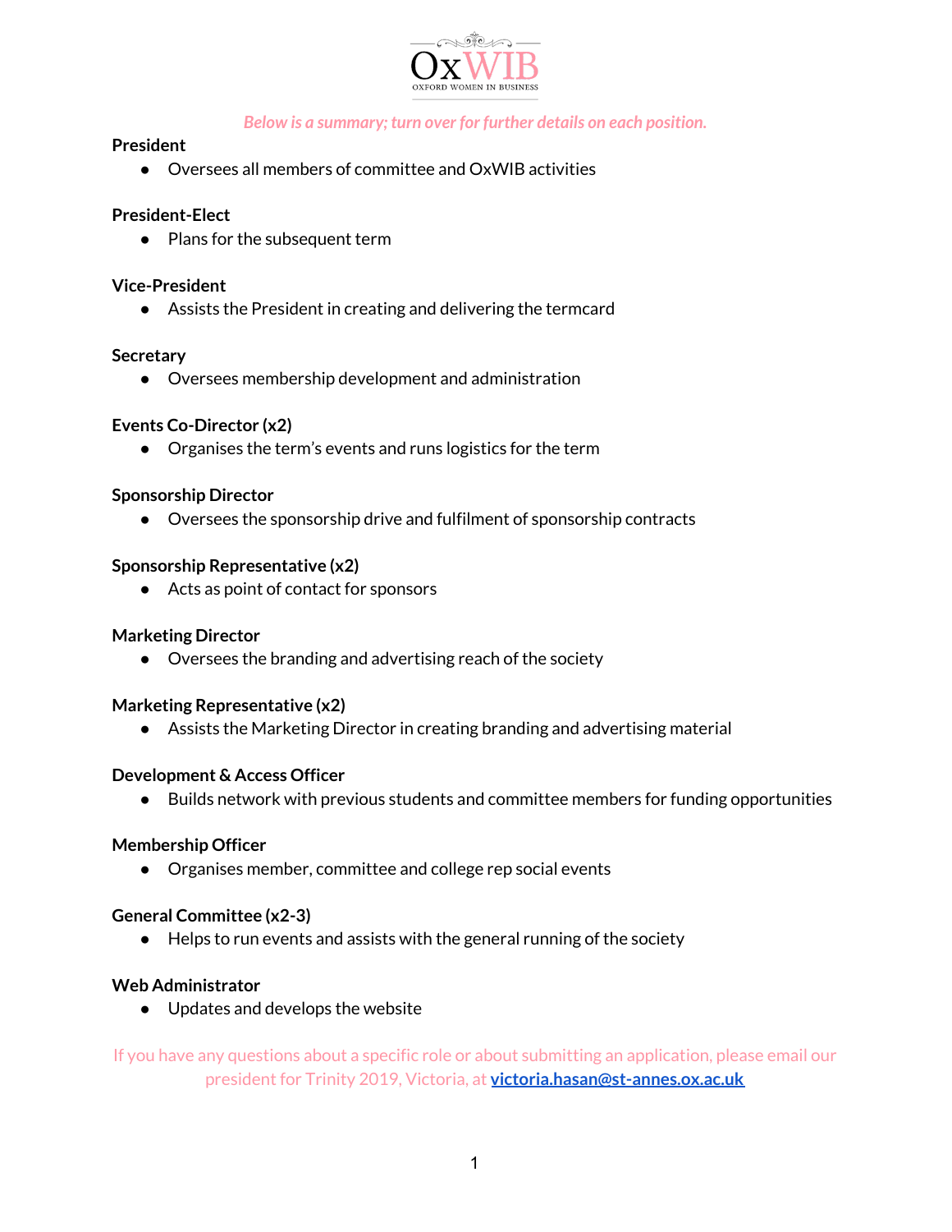OxWIB

OXFORD WOMEN IN BUSINESS

*Below is a summary; turn over for further details on each position.*

**President**

- Oversees all members of committee and OxWIB activities

**President-Elect**

- Plans for the subsequent term

**Vice-President**

- Assists the President in creating and delivering the termcard

**Secretary**

- Oversees membership development and administration

**Events Co-Director (x2)**

- Organises the term's events and runs logistics for the term

**Sponsorship Director**

- Oversees the sponsorship drive and fulfilment of sponsorship contracts

**Sponsorship Representative (x2)**

- Acts as point of contact for sponsors

**Marketing Director**

- Oversees the branding and advertising reach of the society

**Marketing Representative (x2)**

- Assists the Marketing Director in creating branding and advertising material

**Development & Access Officer**

- Builds network with previous students and committee members for funding opportunities

**Membership Officer**

- Organises member, committee and college rep social events

**General Committee (x2-3)**

- Helps to run events and assists with the general running of the society

**Web Administrator**

- Updates and develops the website

If you have any questions about a specific role or about submitting an application, please email our president for Trinity 2019, Victoria, at **victoria.hasan@st-annes.ox.ac.uk**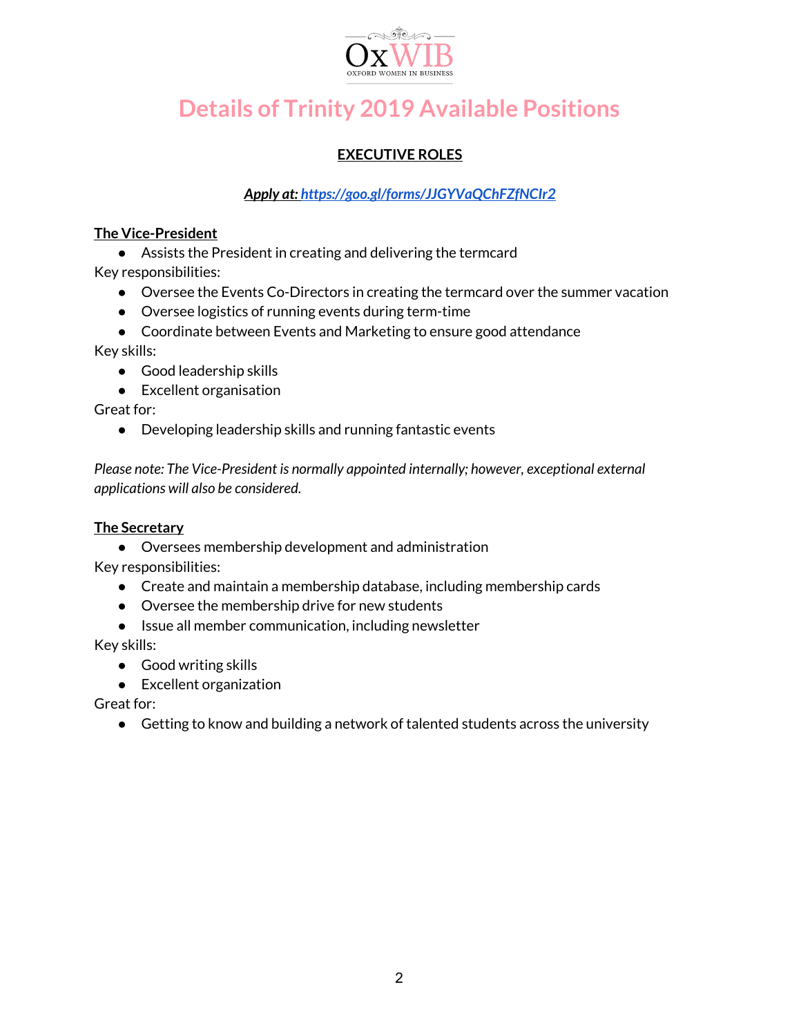OxWIB
OXFORD WOMEN IN BUSINESS

# Details of Trinity 2019 Available Positions

## EXECUTIVE ROLES

***Apply at:* *https://goo.gl/forms/JJGYVaQChFZfNCIr2***

### The Vice-President

- Assists the President in creating and delivering the termcard

Key responsibilities:

- Oversee the Events Co-Directors in creating the termcard over the summer vacation
- Oversee logistics of running events during term-time
- Coordinate between Events and Marketing to ensure good attendance

Key skills:

- Good leadership skills
- Excellent organisation

Great for:

- Developing leadership skills and running fantastic events

*Please note: The Vice-President is normally appointed internally; however, exceptional external applications will also be considered.*

### The Secretary

- Oversees membership development and administration

Key responsibilities:

- Create and maintain a membership database, including membership cards
- Oversee the membership drive for new students
- Issue all member communication, including newsletter

Key skills:

- Good writing skills
- Excellent organization

Great for:

- Getting to know and building a network of talented students across the university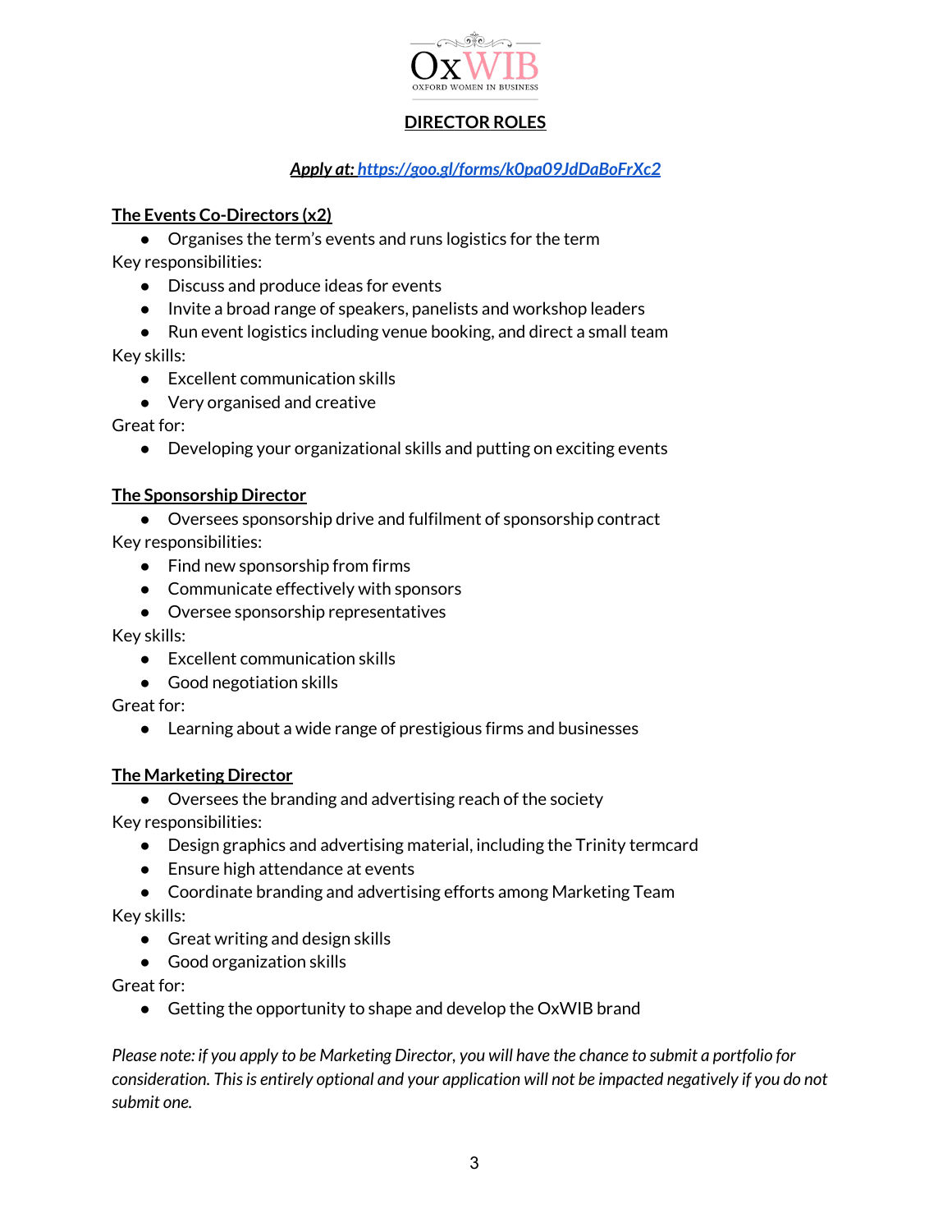OxWIB
OXFORD WOMEN IN BUSINESS

# DIRECTOR ROLES

***Apply at: https://goo.gl/forms/k0pa09JdDaBoFrXc2***

## The Events Co-Directors (x2)

- Organises the term's events and runs logistics for the term

Key responsibilities:

- Discuss and produce ideas for events
- Invite a broad range of speakers, panelists and workshop leaders
- Run event logistics including venue booking, and direct a small team

Key skills:

- Excellent communication skills
- Very organised and creative

Great for:

- Developing your organizational skills and putting on exciting events

## The Sponsorship Director

- Oversees sponsorship drive and fulfilment of sponsorship contract

Key responsibilities:

- Find new sponsorship from firms
- Communicate effectively with sponsors
- Oversee sponsorship representatives

Key skills:

- Excellent communication skills
- Good negotiation skills

Great for:

- Learning about a wide range of prestigious firms and businesses

## The Marketing Director

- Oversees the branding and advertising reach of the society

Key responsibilities:

- Design graphics and advertising material, including the Trinity termcard
- Ensure high attendance at events
- Coordinate branding and advertising efforts among Marketing Team

Key skills:

- Great writing and design skills
- Good organization skills

Great for:

- Getting the opportunity to shape and develop the OxWIB brand

*Please note: if you apply to be Marketing Director, you will have the chance to submit a portfolio for consideration. This is entirely optional and your application will not be impacted negatively if you do not submit one.*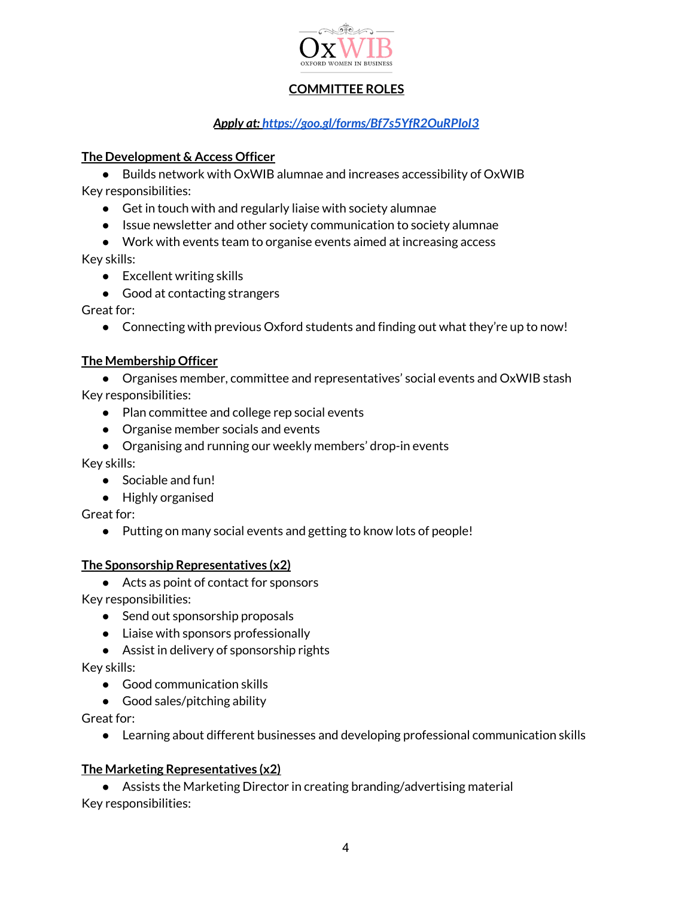OxWIB
OXFORD WOMEN IN BUSINESS

# COMMITTEE ROLES

***Apply at:** [https://goo.gl/forms/Bf7s5YfR2OuRPIol3](https://goo.gl/forms/Bf7s5YfR2OuRPIol3)*

## The Development & Access Officer

- Builds network with OxWIB alumnae and increases accessibility of OxWIB

Key responsibilities:

- Get in touch with and regularly liaise with society alumnae
- Issue newsletter and other society communication to society alumnae
- Work with events team to organise events aimed at increasing access

Key skills:

- Excellent writing skills
- Good at contacting strangers

Great for:

- Connecting with previous Oxford students and finding out what they're up to now!

## The Membership Officer

- Organises member, committee and representatives' social events and OxWIB stash

Key responsibilities:

- Plan committee and college rep social events
- Organise member socials and events
- Organising and running our weekly members' drop-in events

Key skills:

- Sociable and fun!
- Highly organised

Great for:

- Putting on many social events and getting to know lots of people!

## The Sponsorship Representatives (x2)

- Acts as point of contact for sponsors

Key responsibilities:

- Send out sponsorship proposals
- Liaise with sponsors professionally
- Assist in delivery of sponsorship rights

Key skills:

- Good communication skills
- Good sales/pitching ability

Great for:

- Learning about different businesses and developing professional communication skills

## The Marketing Representatives (x2)

- Assists the Marketing Director in creating branding/advertising material

Key responsibilities: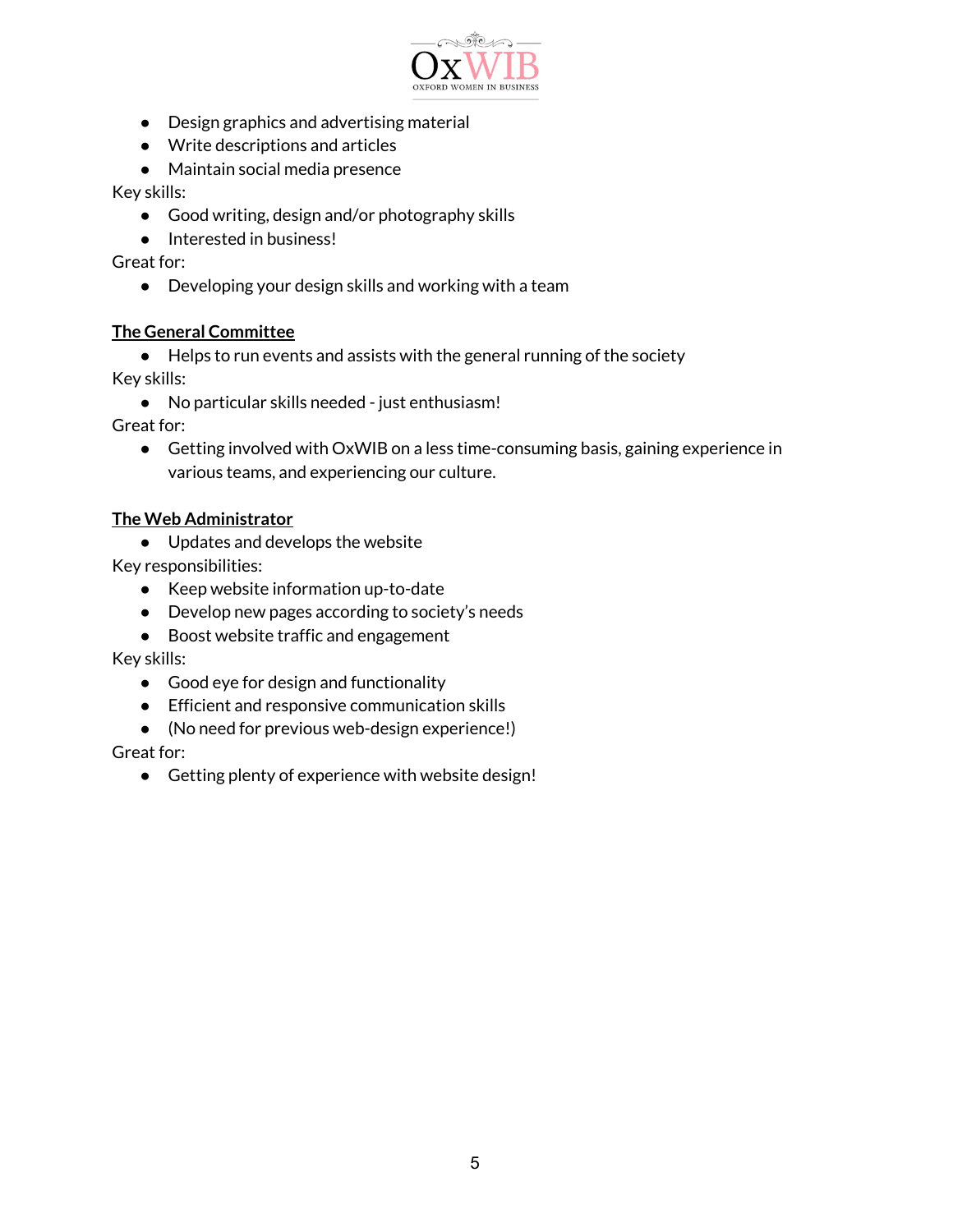- Design graphics and advertising material
- Write descriptions and articles
- Maintain social media presence

Key skills:

- Good writing, design and/or photography skills
- Interested in business!

Great for:

- Developing your design skills and working with a team

**The General Committee**

- Helps to run events and assists with the general running of the society

Key skills:

- No particular skills needed - just enthusiasm!

Great for:

- Getting involved with OxWIB on a less time-consuming basis, gaining experience in various teams, and experiencing our culture.

**The Web Administrator**

- Updates and develops the website

Key responsibilities:

- Keep website information up-to-date
- Develop new pages according to society's needs
- Boost website traffic and engagement

Key skills:

- Good eye for design and functionality
- Efficient and responsive communication skills
- (No need for previous web-design experience!)

Great for:

- Getting plenty of experience with website design!